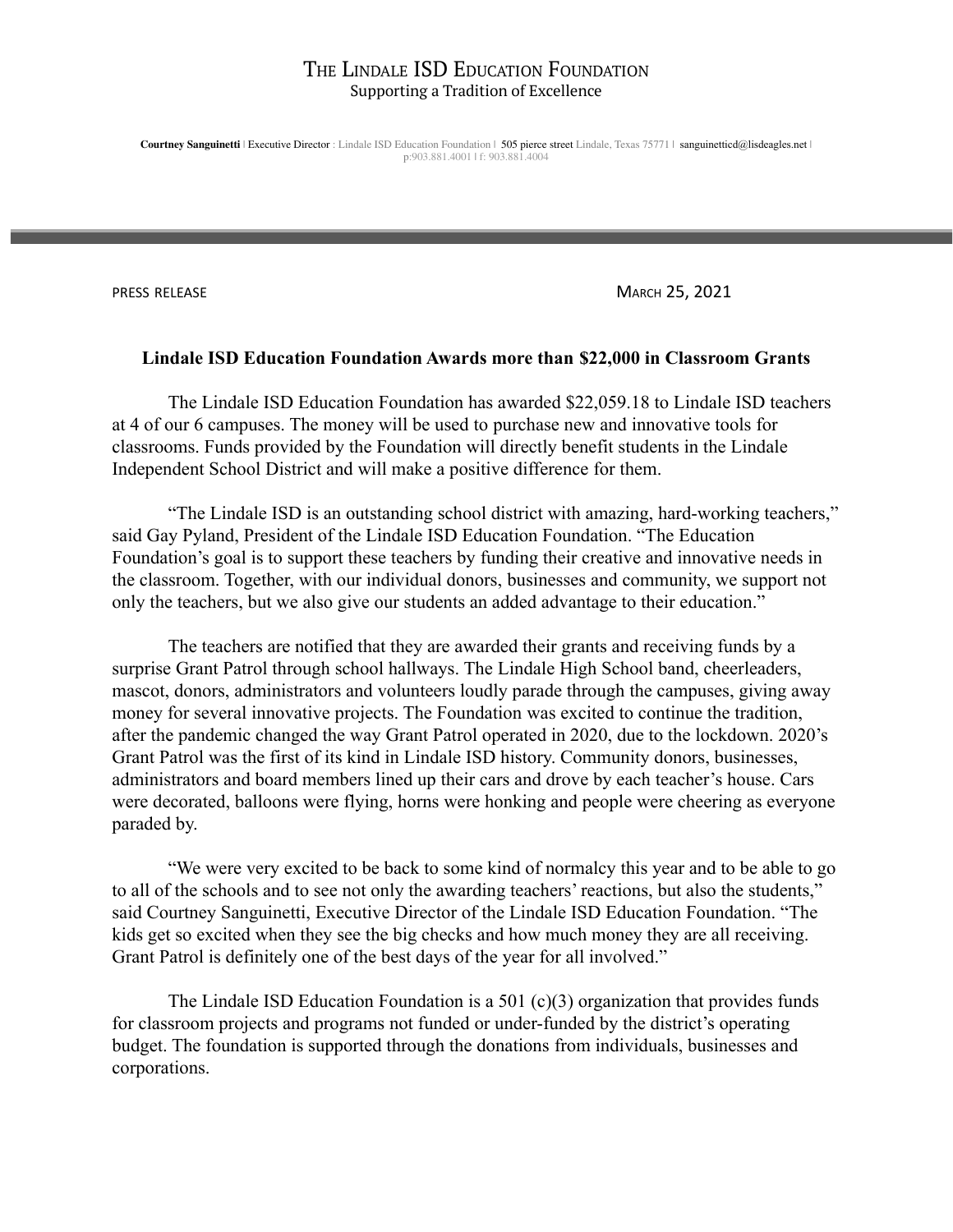# The Lindale ISD Education Foundation

Supporting a Tradition of Excellence

**Courtney Sanguinetti** | Executive Director : Lindale ISD Education Foundation | 505 pierce street Lindale, Texas 75771 | sanguinetticd@lisdeagles.net | p:903.881.4001 | f: 903.881.4004

---

PRESS RELEASE MARCH 25, 2021

**Lindale ISD Education Foundation Awards more than $22,000 in Classroom Grants**

The Lindale ISD Education Foundation has awarded $22,059.18 to Lindale ISD teachers at 4 of our 6 campuses. The money will be used to purchase new and innovative tools for classrooms. Funds provided by the Foundation will directly benefit students in the Lindale Independent School District and will make a positive difference for them.

"The Lindale ISD is an outstanding school district with amazing, hard-working teachers," said Gay Pyland, President of the Lindale ISD Education Foundation. "The Education Foundation's goal is to support these teachers by funding their creative and innovative needs in the classroom. Together, with our individual donors, businesses and community, we support not only the teachers, but we also give our students an added advantage to their education."

The teachers are notified that they are awarded their grants and receiving funds by a surprise Grant Patrol through school hallways. The Lindale High School band, cheerleaders, mascot, donors, administrators and volunteers loudly parade through the campuses, giving away money for several innovative projects. The Foundation was excited to continue the tradition, after the pandemic changed the way Grant Patrol operated in 2020, due to the lockdown. 2020's Grant Patrol was the first of its kind in Lindale ISD history. Community donors, businesses, administrators and board members lined up their cars and drove by each teacher's house. Cars were decorated, balloons were flying, horns were honking and people were cheering as everyone paraded by.

"We were very excited to be back to some kind of normalcy this year and to be able to go to all of the schools and to see not only the awarding teachers' reactions, but also the students," said Courtney Sanguinetti, Executive Director of the Lindale ISD Education Foundation. "The kids get so excited when they see the big checks and how much money they are all receiving. Grant Patrol is definitely one of the best days of the year for all involved."

The Lindale ISD Education Foundation is a 501 (c)(3) organization that provides funds for classroom projects and programs not funded or under-funded by the district's operating budget. The foundation is supported through the donations from individuals, businesses and corporations.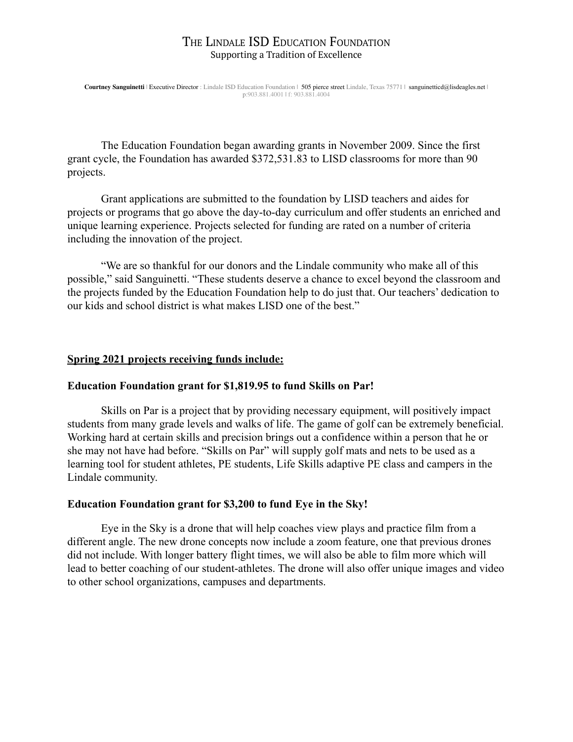# The Lindale ISD Education Foundation

Supporting a Tradition of Excellence

**Courtney Sanguinetti** | Executive Director : Lindale ISD Education Foundation | 505 pierce street Lindale, Texas 75771 | sanguinetticd@lisdeagles.net | p:903.881.4001 | f: 903.881.4004

The Education Foundation began awarding grants in November 2009. Since the first grant cycle, the Foundation has awarded $372,531.83 to LISD classrooms for more than 90 projects.

Grant applications are submitted to the foundation by LISD teachers and aides for projects or programs that go above the day-to-day curriculum and offer students an enriched and unique learning experience. Projects selected for funding are rated on a number of criteria including the innovation of the project.

"We are so thankful for our donors and the Lindale community who make all of this possible," said Sanguinetti. "These students deserve a chance to excel beyond the classroom and the projects funded by the Education Foundation help to do just that. Our teachers' dedication to our kids and school district is what makes LISD one of the best."

**Spring 2021 projects receiving funds include:**

**Education Foundation grant for $1,819.95 to fund Skills on Par!**

Skills on Par is a project that by providing necessary equipment, will positively impact students from many grade levels and walks of life. The game of golf can be extremely beneficial. Working hard at certain skills and precision brings out a confidence within a person that he or she may not have had before. "Skills on Par" will supply golf mats and nets to be used as a learning tool for student athletes, PE students, Life Skills adaptive PE class and campers in the Lindale community.

**Education Foundation grant for $3,200 to fund Eye in the Sky!**

Eye in the Sky is a drone that will help coaches view plays and practice film from a different angle. The new drone concepts now include a zoom feature, one that previous drones did not include. With longer battery flight times, we will also be able to film more which will lead to better coaching of our student-athletes. The drone will also offer unique images and video to other school organizations, campuses and departments.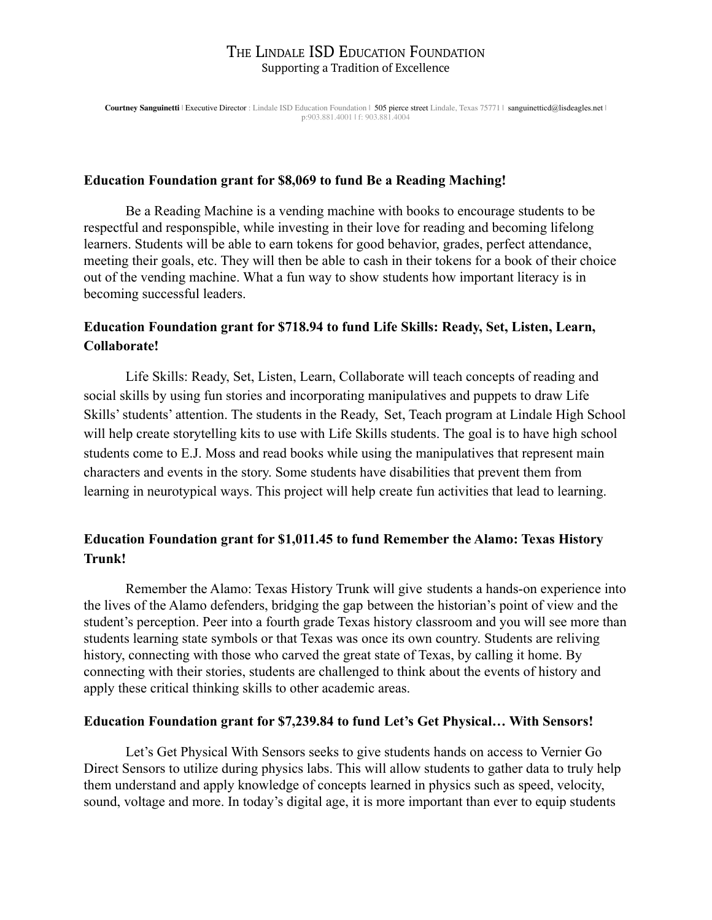# The Lindale ISD Education Foundation

Supporting a Tradition of Excellence

**Courtney Sanguinetti** | Executive Director : Lindale ISD Education Foundation | 505 pierce street Lindale, Texas 75771 | sanguinetticd@lisdeagles.net | p:903.881.4001 | f: 903.881.4004

**Education Foundation grant for $8,069 to fund Be a Reading Maching!**

Be a Reading Machine is a vending machine with books to encourage students to be respectful and responspible, while investing in their love for reading and becoming lifelong learners. Students will be able to earn tokens for good behavior, grades, perfect attendance, meeting their goals, etc. They will then be able to cash in their tokens for a book of their choice out of the vending machine. What a fun way to show students how important literacy is in becoming successful leaders.

**Education Foundation grant for $718.94 to fund Life Skills: Ready, Set, Listen, Learn, Collaborate!**

Life Skills: Ready, Set, Listen, Learn, Collaborate will teach concepts of reading and social skills by using fun stories and incorporating manipulatives and puppets to draw Life Skills' students' attention. The students in the Ready, Set, Teach program at Lindale High School will help create storytelling kits to use with Life Skills students. The goal is to have high school students come to E.J. Moss and read books while using the manipulatives that represent main characters and events in the story. Some students have disabilities that prevent them from learning in neurotypical ways. This project will help create fun activities that lead to learning.

**Education Foundation grant for $1,011.45 to fund Remember the Alamo: Texas History Trunk!**

Remember the Alamo: Texas History Trunk will give students a hands-on experience into the lives of the Alamo defenders, bridging the gap between the historian's point of view and the student's perception. Peer into a fourth grade Texas history classroom and you will see more than students learning state symbols or that Texas was once its own country. Students are reliving history, connecting with those who carved the great state of Texas, by calling it home. By connecting with their stories, students are challenged to think about the events of history and apply these critical thinking skills to other academic areas.

**Education Foundation grant for $7,239.84 to fund Let's Get Physical… With Sensors!**

Let's Get Physical With Sensors seeks to give students hands on access to Vernier Go Direct Sensors to utilize during physics labs. This will allow students to gather data to truly help them understand and apply knowledge of concepts learned in physics such as speed, velocity, sound, voltage and more. In today's digital age, it is more important than ever to equip students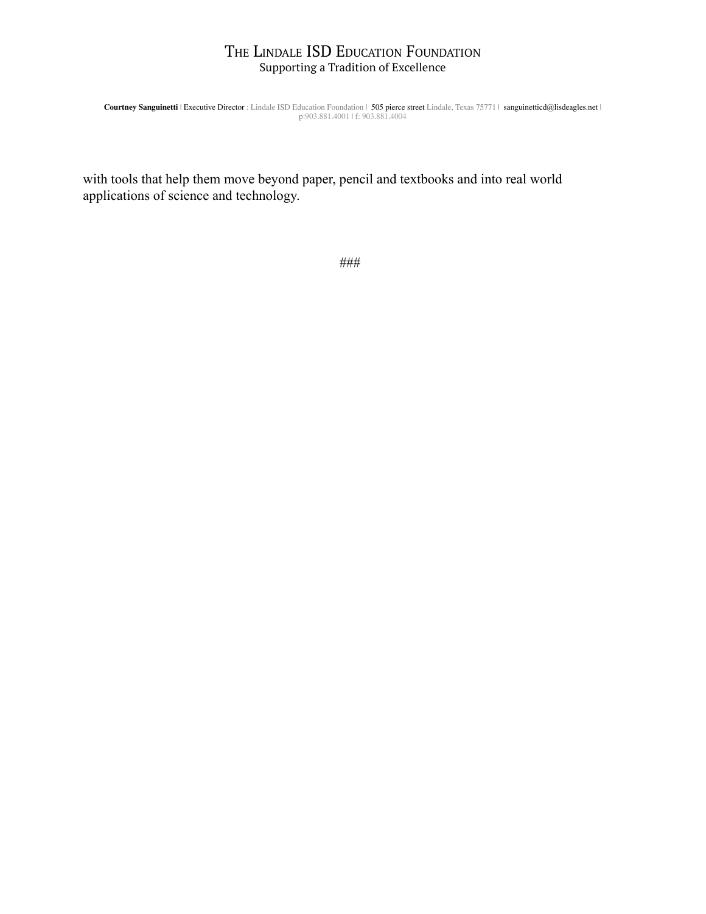with tools that help them move beyond paper, pencil and textbooks and into real world applications of science and technology.

###